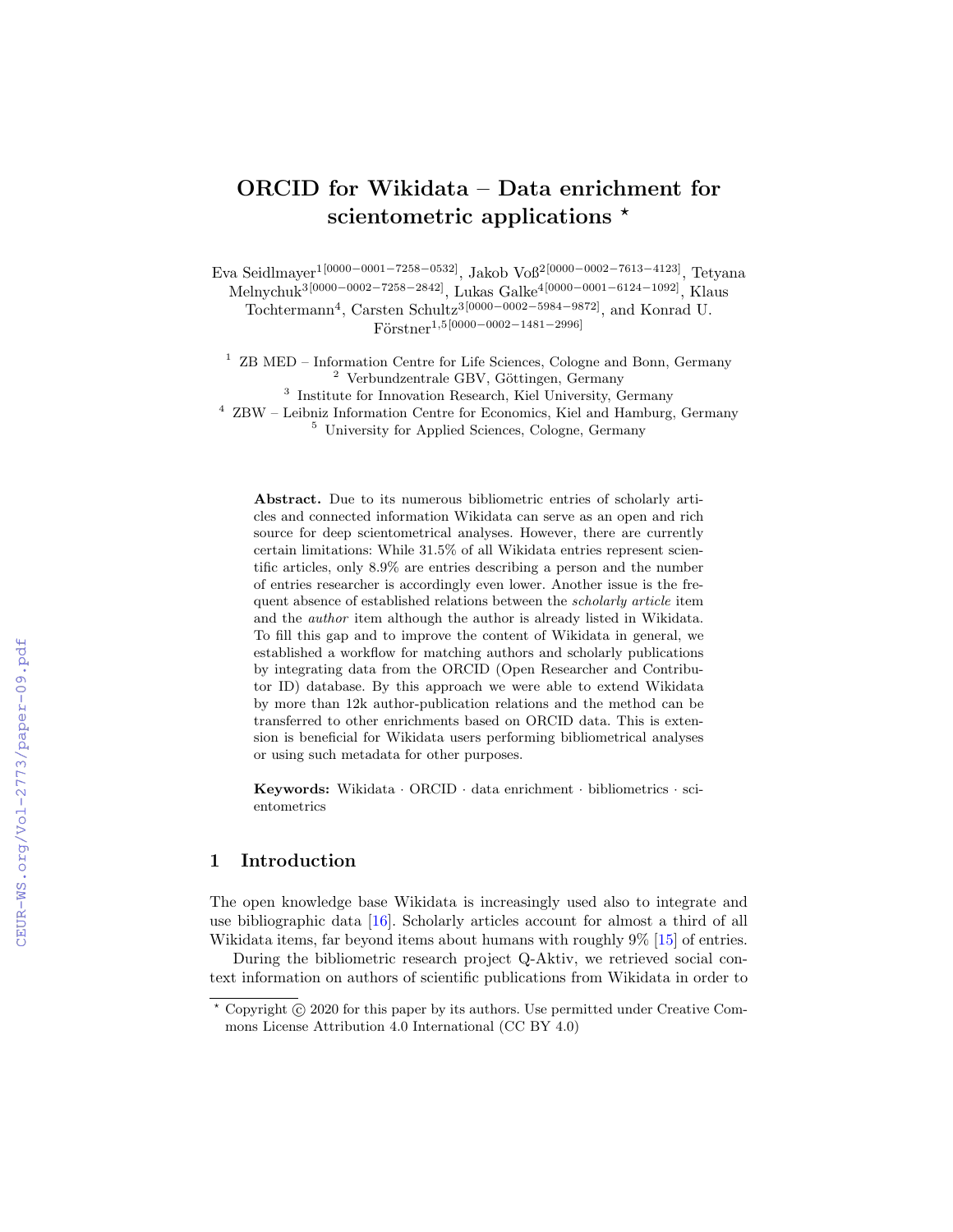# ORCID for Wikidata – Data enrichment for scientometric applications *

Eva Seidlmayer[1[0000−0001−7258−0532]], Jakob Voß[2[0000−0002−7613−4123]], Tetyana Melnychuk[3[0000−0002−7258−2842]], Lukas Galke[4[0000−0001−6124−1092]], Klaus Tochtermann[4], Carsten Schultz[3[0000−0002−5984−9872]], and Konrad U. Förstner[1,5[0000−0002−1481−2996]]

[1] ZB MED – Information Centre for Life Sciences, Cologne and Bonn, Germany
[2] Verbundzentrale GBV, Göttingen, Germany
[3] Institute for Innovation Research, Kiel University, Germany
[4] ZBW – Leibniz Information Centre for Economics, Kiel and Hamburg, Germany
[5] University for Applied Sciences, Cologne, Germany

**Abstract.** Due to its numerous bibliometric entries of scholarly articles and connected information Wikidata can serve as an open and rich source for deep scientometrical analyses. However, there are currently certain limitations: While 31.5% of all Wikidata entries represent scientific articles, only 8.9% are entries describing a person and the number of entries researcher is accordingly even lower. Another issue is the frequent absence of established relations between the *scholarly article* item and the *author* item although the author is already listed in Wikidata. To fill this gap and to improve the content of Wikidata in general, we established a workflow for matching authors and scholarly publications by integrating data from the ORCID (Open Researcher and Contributor ID) database. By this approach we were able to extend Wikidata by more than 12k author-publication relations and the method can be transferred to other enrichments based on ORCID data. This is extension is beneficial for Wikidata users performing bibliometrical analyses or using such metadata for other purposes.

**Keywords:** Wikidata · ORCID · data enrichment · bibliometrics · scientometrics

## 1 Introduction

The open knowledge base Wikidata is increasingly used also to integrate and use bibliographic data [16]. Scholarly articles account for almost a third of all Wikidata items, far beyond items about humans with roughly 9% [15] of entries.

During the bibliometric research project Q-Aktiv, we retrieved social context information on authors of scientific publications from Wikidata in order to

* Copyright © 2020 for this paper by its authors. Use permitted under Creative Commons License Attribution 4.0 International (CC BY 4.0)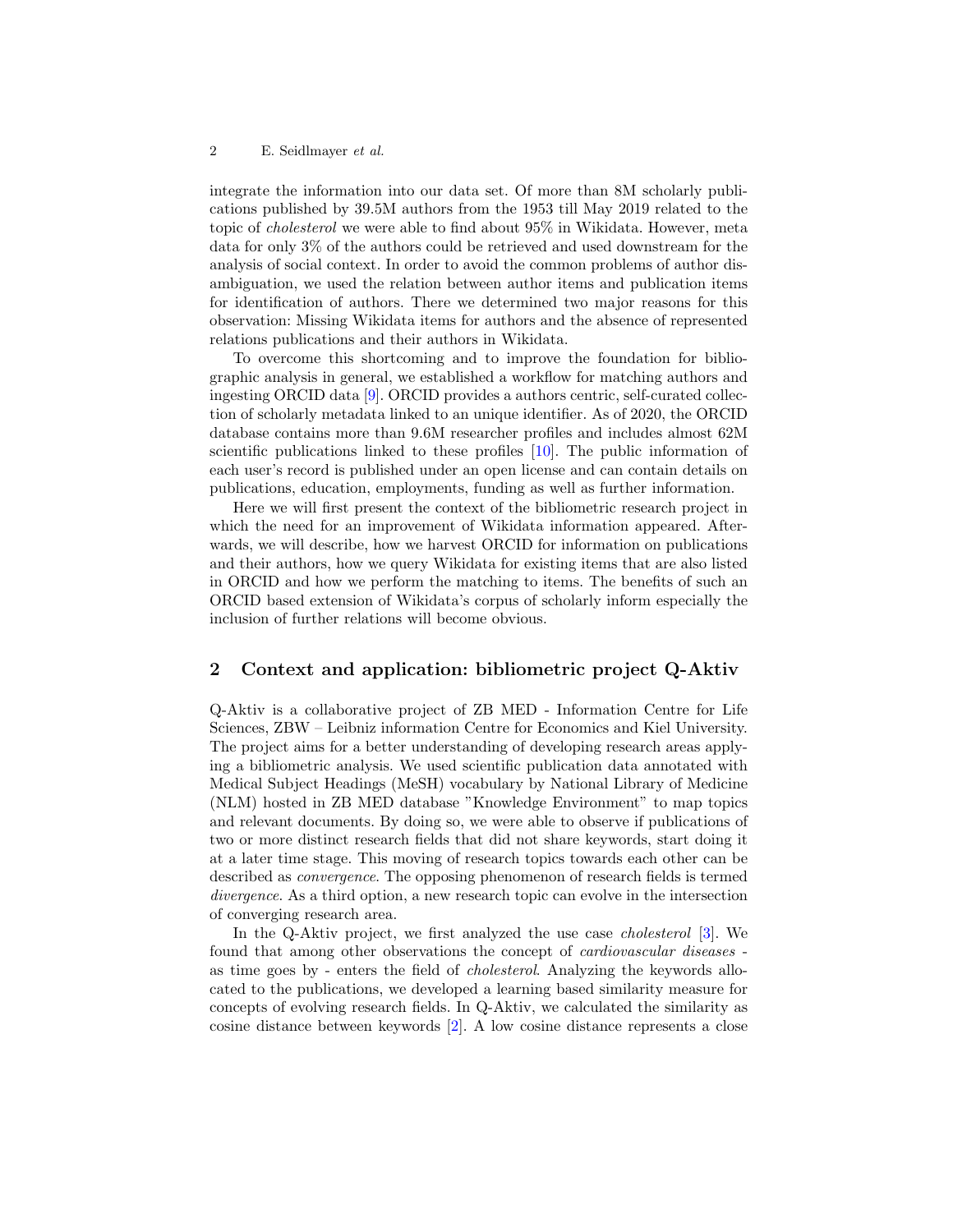integrate the information into our data set. Of more than 8M scholarly publications published by 39.5M authors from the 1953 till May 2019 related to the topic of *cholesterol* we were able to find about 95% in Wikidata. However, meta data for only 3% of the authors could be retrieved and used downstream for the analysis of social context. In order to avoid the common problems of author disambiguation, we used the relation between author items and publication items for identification of authors. There we determined two major reasons for this observation: Missing Wikidata items for authors and the absence of represented relations publications and their authors in Wikidata.

To overcome this shortcoming and to improve the foundation for bibliographic analysis in general, we established a workflow for matching authors and ingesting ORCID data [9]. ORCID provides a authors centric, self-curated collection of scholarly metadata linked to an unique identifier. As of 2020, the ORCID database contains more than 9.6M researcher profiles and includes almost 62M scientific publications linked to these profiles [10]. The public information of each user's record is published under an open license and can contain details on publications, education, employments, funding as well as further information.

Here we will first present the context of the bibliometric research project in which the need for an improvement of Wikidata information appeared. Afterwards, we will describe, how we harvest ORCID for information on publications and their authors, how we query Wikidata for existing items that are also listed in ORCID and how we perform the matching to items. The benefits of such an ORCID based extension of Wikidata's corpus of scholarly inform especially the inclusion of further relations will become obvious.

## 2 Context and application: bibliometric project Q-Aktiv

Q-Aktiv is a collaborative project of ZB MED - Information Centre for Life Sciences, ZBW – Leibniz information Centre for Economics and Kiel University. The project aims for a better understanding of developing research areas applying a bibliometric analysis. We used scientific publication data annotated with Medical Subject Headings (MeSH) vocabulary by National Library of Medicine (NLM) hosted in ZB MED database "Knowledge Environment" to map topics and relevant documents. By doing so, we were able to observe if publications of two or more distinct research fields that did not share keywords, start doing it at a later time stage. This moving of research topics towards each other can be described as *convergence*. The opposing phenomenon of research fields is termed *divergence*. As a third option, a new research topic can evolve in the intersection of converging research area.

In the Q-Aktiv project, we first analyzed the use case *cholesterol* [3]. We found that among other observations the concept of *cardiovascular diseases* - as time goes by - enters the field of *cholesterol*. Analyzing the keywords allocated to the publications, we developed a learning based similarity measure for concepts of evolving research fields. In Q-Aktiv, we calculated the similarity as cosine distance between keywords [2]. A low cosine distance represents a close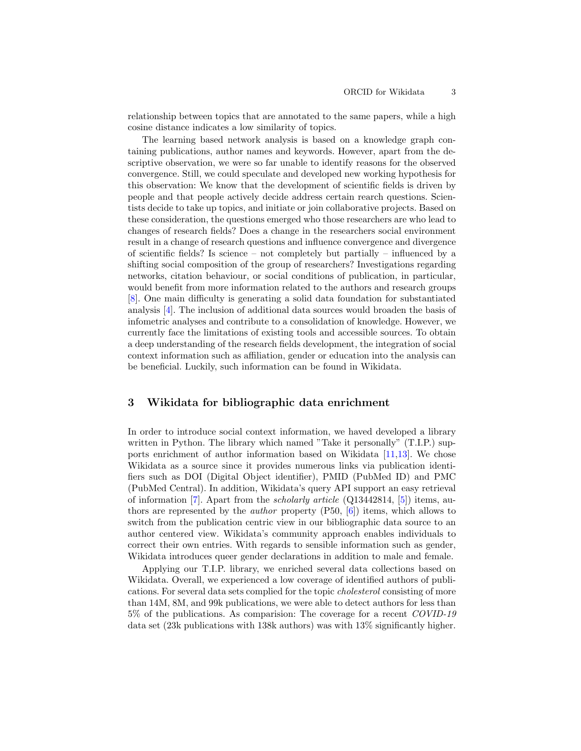relationship between topics that are annotated to the same papers, while a high cosine distance indicates a low similarity of topics.

The learning based network analysis is based on a knowledge graph containing publications, author names and keywords. However, apart from the descriptive observation, we were so far unable to identify reasons for the observed convergence. Still, we could speculate and developed new working hypothesis for this observation: We know that the development of scientific fields is driven by people and that people actively decide address certain rearch questions. Scientists decide to take up topics, and initiate or join collaborative projects. Based on these consideration, the questions emerged who those researchers are who lead to changes of research fields? Does a change in the researchers social environment result in a change of research questions and influence convergence and divergence of scientific fields? Is science – not completely but partially – influenced by a shifting social composition of the group of researchers? Investigations regarding networks, citation behaviour, or social conditions of publication, in particular, would benefit from more information related to the authors and research groups [8]. One main difficulty is generating a solid data foundation for substantiated analysis [4]. The inclusion of additional data sources would broaden the basis of infometric analyses and contribute to a consolidation of knowledge. However, we currently face the limitations of existing tools and accessible sources. To obtain a deep understanding of the research fields development, the integration of social context information such as affiliation, gender or education into the analysis can be beneficial. Luckily, such information can be found in Wikidata.

## 3 Wikidata for bibliographic data enrichment

In order to introduce social context information, we haved developed a library written in Python. The library which named "Take it personally" (T.I.P.) supports enrichment of author information based on Wikidata [11,13]. We chose Wikidata as a source since it provides numerous links via publication identifiers such as DOI (Digital Object identifier), PMID (PubMed ID) and PMC (PubMed Central). In addition, Wikidata's query API support an easy retrieval of information [7]. Apart from the *scholarly article* (Q13442814, [5]) items, authors are represented by the *author* property (P50, [6]) items, which allows to switch from the publication centric view in our bibliographic data source to an author centered view. Wikidata's community approach enables individuals to correct their own entries. With regards to sensible information such as gender, Wikidata introduces queer gender declarations in addition to male and female.

Applying our T.I.P. library, we enriched several data collections based on Wikidata. Overall, we experienced a low coverage of identified authors of publications. For several data sets complied for the topic *cholesterol* consisting of more than 14M, 8M, and 99k publications, we were able to detect authors for less than 5% of the publications. As comparision: The coverage for a recent *COVID-19* data set (23k publications with 138k authors) was with 13% significantly higher.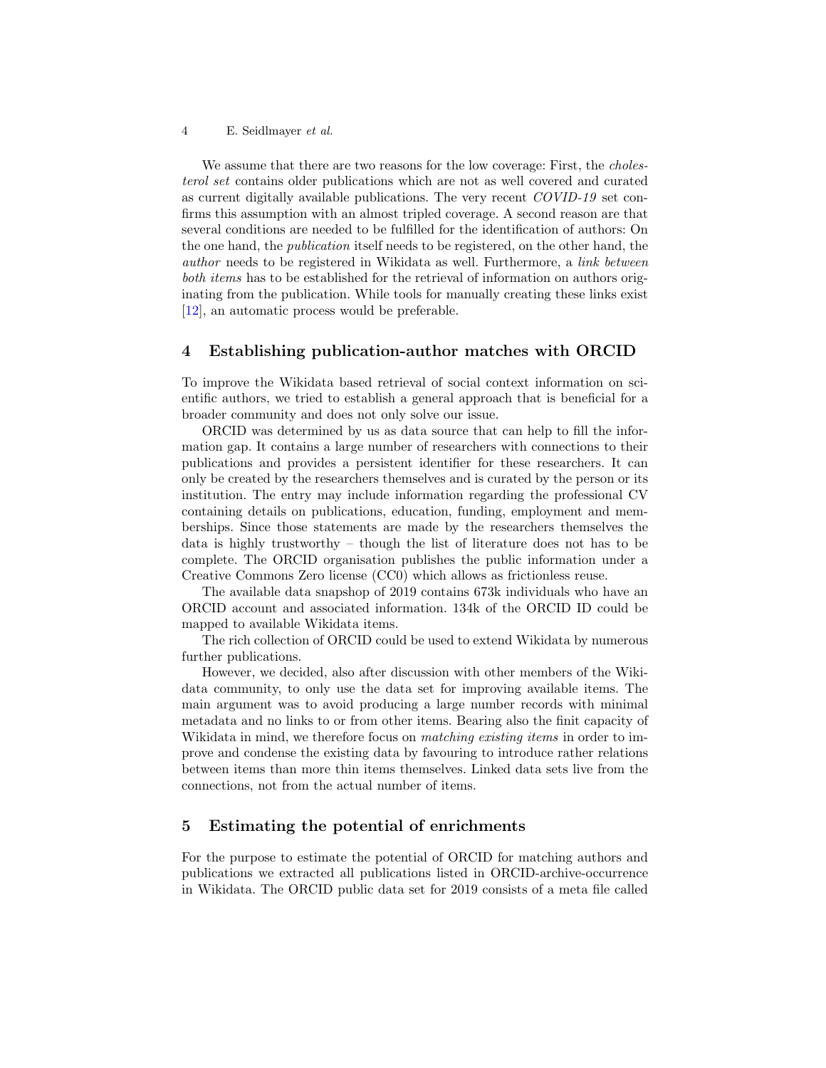We assume that there are two reasons for the low coverage: First, the *cholesterol set* contains older publications which are not as well covered and curated as current digitally available publications. The very recent *COVID-19* set confirms this assumption with an almost tripled coverage. A second reason are that several conditions are needed to be fulfilled for the identification of authors: On the one hand, the *publication* itself needs to be registered, on the other hand, the *author* needs to be registered in Wikidata as well. Furthermore, a *link between both items* has to be established for the retrieval of information on authors originating from the publication. While tools for manually creating these links exist [12], an automatic process would be preferable.

## 4 Establishing publication-author matches with ORCID

To improve the Wikidata based retrieval of social context information on scientific authors, we tried to establish a general approach that is beneficial for a broader community and does not only solve our issue.

ORCID was determined by us as data source that can help to fill the information gap. It contains a large number of researchers with connections to their publications and provides a persistent identifier for these researchers. It can only be created by the researchers themselves and is curated by the person or its institution. The entry may include information regarding the professional CV containing details on publications, education, funding, employment and memberships. Since those statements are made by the researchers themselves the data is highly trustworthy – though the list of literature does not has to be complete. The ORCID organisation publishes the public information under a Creative Commons Zero license (CC0) which allows as frictionless reuse.

The available data snapshop of 2019 contains 673k individuals who have an ORCID account and associated information. 134k of the ORCID ID could be mapped to available Wikidata items.

The rich collection of ORCID could be used to extend Wikidata by numerous further publications.

However, we decided, also after discussion with other members of the Wikidata community, to only use the data set for improving available items. The main argument was to avoid producing a large number records with minimal metadata and no links to or from other items. Bearing also the finit capacity of Wikidata in mind, we therefore focus on *matching existing items* in order to improve and condense the existing data by favouring to introduce rather relations between items than more thin items themselves. Linked data sets live from the connections, not from the actual number of items.

## 5 Estimating the potential of enrichments

For the purpose to estimate the potential of ORCID for matching authors and publications we extracted all publications listed in ORCID-archive-occurrence in Wikidata. The ORCID public data set for 2019 consists of a meta file called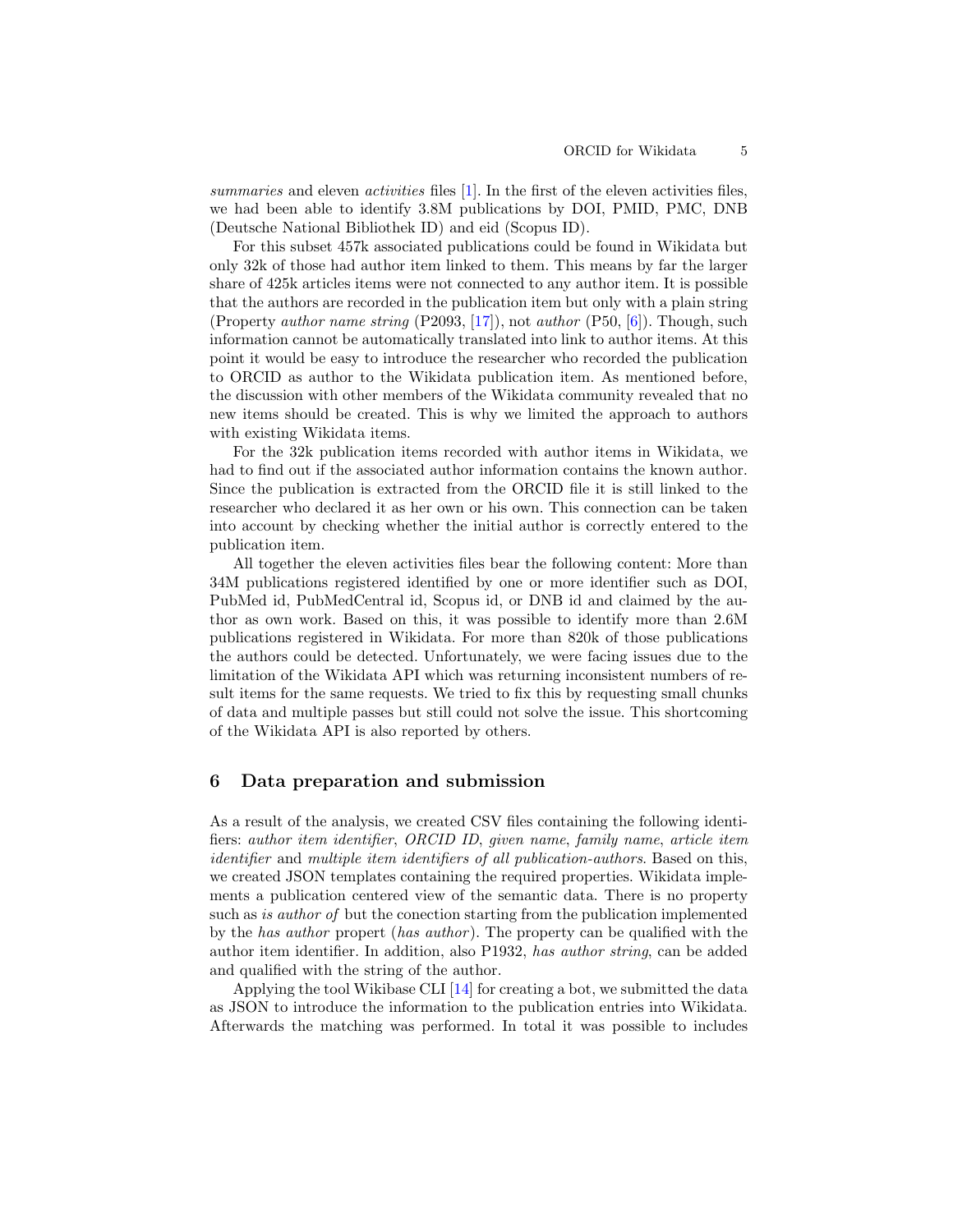*summaries* and eleven *activities* files [1]. In the first of the eleven activities files, we had been able to identify 3.8M publications by DOI, PMID, PMC, DNB (Deutsche National Bibliothek ID) and eid (Scopus ID).

For this subset 457k associated publications could be found in Wikidata but only 32k of those had author item linked to them. This means by far the larger share of 425k articles items were not connected to any author item. It is possible that the authors are recorded in the publication item but only with a plain string (Property *author name string* (P2093, [17]), not *author* (P50, [6]). Though, such information cannot be automatically translated into link to author items. At this point it would be easy to introduce the researcher who recorded the publication to ORCID as author to the Wikidata publication item. As mentioned before, the discussion with other members of the Wikidata community revealed that no new items should be created. This is why we limited the approach to authors with existing Wikidata items.

For the 32k publication items recorded with author items in Wikidata, we had to find out if the associated author information contains the known author. Since the publication is extracted from the ORCID file it is still linked to the researcher who declared it as her own or his own. This connection can be taken into account by checking whether the initial author is correctly entered to the publication item.

All together the eleven activities files bear the following content: More than 34M publications registered identified by one or more identifier such as DOI, PubMed id, PubMedCentral id, Scopus id, or DNB id and claimed by the author as own work. Based on this, it was possible to identify more than 2.6M publications registered in Wikidata. For more than 820k of those publications the authors could be detected. Unfortunately, we were facing issues due to the limitation of the Wikidata API which was returning inconsistent numbers of result items for the same requests. We tried to fix this by requesting small chunks of data and multiple passes but still could not solve the issue. This shortcoming of the Wikidata API is also reported by others.

## 6 Data preparation and submission

As a result of the analysis, we created CSV files containing the following identifiers: *author item identifier*, *ORCID ID*, *given name*, *family name*, *article item identifier* and *multiple item identifiers of all publication-authors*. Based on this, we created JSON templates containing the required properties. Wikidata implements a publication centered view of the semantic data. There is no property such as *is author of* but the conection starting from the publication implemented by the *has author* propert (*has author*). The property can be qualified with the author item identifier. In addition, also P1932, *has author string*, can be added and qualified with the string of the author.

Applying the tool Wikibase CLI [14] for creating a bot, we submitted the data as JSON to introduce the information to the publication entries into Wikidata. Afterwards the matching was performed. In total it was possible to includes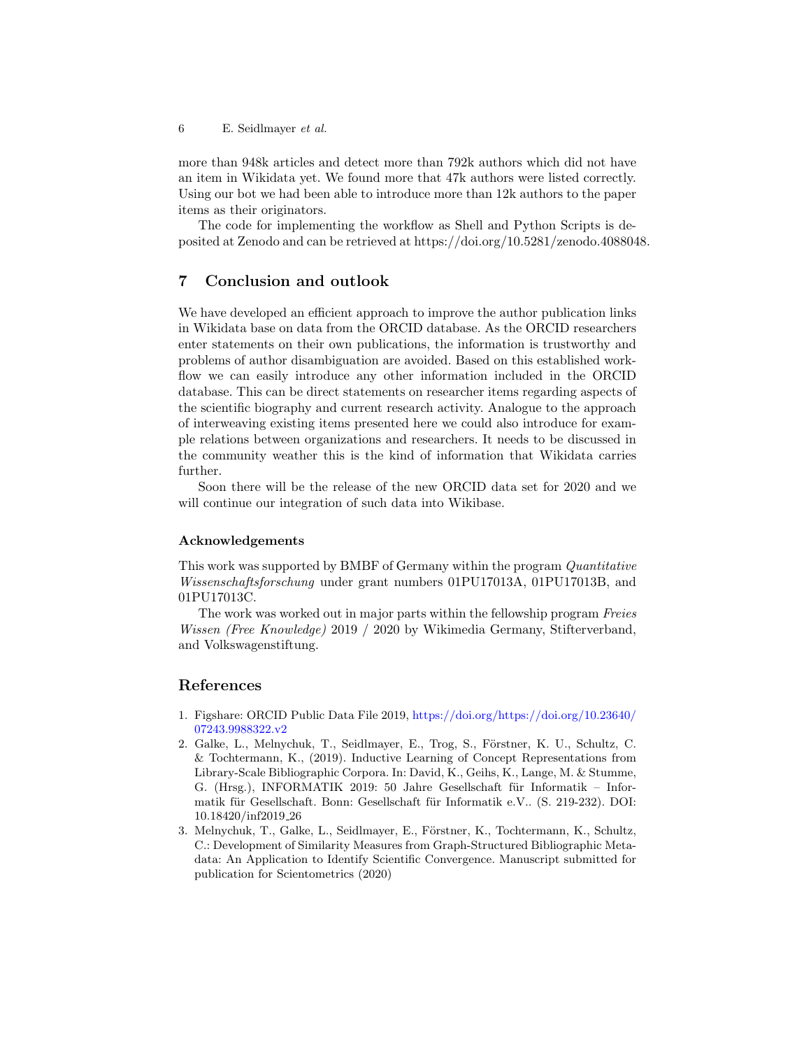more than 948k articles and detect more than 792k authors which did not have an item in Wikidata yet. We found more that 47k authors were listed correctly. Using our bot we had been able to introduce more than 12k authors to the paper items as their originators.

The code for implementing the workflow as Shell and Python Scripts is deposited at Zenodo and can be retrieved at https://doi.org/10.5281/zenodo.4088048.

## 7 Conclusion and outlook

We have developed an efficient approach to improve the author publication links in Wikidata base on data from the ORCID database. As the ORCID researchers enter statements on their own publications, the information is trustworthy and problems of author disambiguation are avoided. Based on this established workflow we can easily introduce any other information included in the ORCID database. This can be direct statements on researcher items regarding aspects of the scientific biography and current research activity. Analogue to the approach of interweaving existing items presented here we could also introduce for example relations between organizations and researchers. It needs to be discussed in the community weather this is the kind of information that Wikidata carries further.

Soon there will be the release of the new ORCID data set for 2020 and we will continue our integration of such data into Wikibase.

### Acknowledgements

This work was supported by BMBF of Germany within the program *Quantitative Wissenschaftsforschung* under grant numbers 01PU17013A, 01PU17013B, and 01PU17013C.

The work was worked out in major parts within the fellowship program *Freies Wissen (Free Knowledge)* 2019 / 2020 by Wikimedia Germany, Stifterverband, and Volkswagenstiftung.

## References

1. Figshare: ORCID Public Data File 2019, https://doi.org/https://doi.org/10.23640/07243.9988322.v2
2. Galke, L., Melnychuk, T., Seidlmayer, E., Trog, S., Förstner, K. U., Schultz, C. & Tochtermann, K., (2019). Inductive Learning of Concept Representations from Library-Scale Bibliographic Corpora. In: David, K., Geihs, K., Lange, M. & Stumme, G. (Hrsg.), INFORMATIK 2019: 50 Jahre Gesellschaft für Informatik – Informatik für Gesellschaft. Bonn: Gesellschaft für Informatik e.V.. (S. 219-232). DOI: 10.18420/inf2019_26
3. Melnychuk, T., Galke, L., Seidlmayer, E., Förstner, K., Tochtermann, K., Schultz, C.: Development of Similarity Measures from Graph-Structured Bibliographic Metadata: An Application to Identify Scientific Convergence. Manuscript submitted for publication for Scientometrics (2020)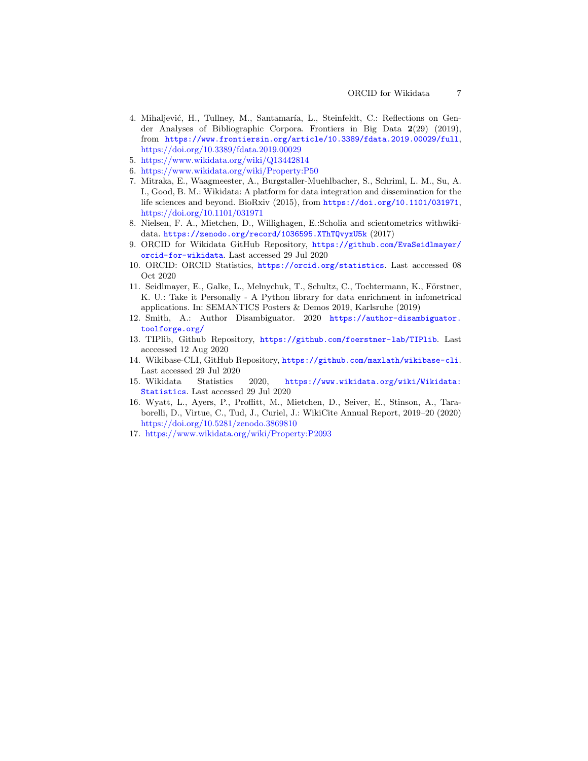4. Mihaljević, H., Tullney, M., Santamaría, L., Steinfeldt, C.: Reflections on Gender Analyses of Bibliographic Corpora. Frontiers in Big Data **2**(29) (2019), from https://www.frontiersin.org/article/10.3389/fdata.2019.00029/full, https://doi.org/10.3389/fdata.2019.00029
5. https://www.wikidata.org/wiki/Q13442814
6. https://www.wikidata.org/wiki/Property:P50
7. Mitraka, E., Waagmeester, A., Burgstaller-Muehlbacher, S., Schriml, L. M., Su, A. I., Good, B. M.: Wikidata: A platform for data integration and dissemination for the life sciences and beyond. BioRxiv (2015), from https://doi.org/10.1101/031971, https://doi.org/10.1101/031971
8. Nielsen, F. A., Mietchen, D., Willighagen, E.:Scholia and scientometrics withwikidata. https://zenodo.org/record/1036595.XThTQvyxU5k (2017)
9. ORCID for Wikidata GitHub Repository, https://github.com/EvaSeidlmayer/orcid-for-wikidata. Last accessed 29 Jul 2020
10. ORCID: ORCID Statistics, https://orcid.org/statistics. Last acccessed 08 Oct 2020
11. Seidlmayer, E., Galke, L., Melnychuk, T., Schultz, C., Tochtermann, K., Förstner, K. U.: Take it Personally - A Python library for data enrichment in infometrical applications. In: SEMANTICS Posters & Demos 2019, Karlsruhe (2019)
12. Smith, A.: Author Disambiguator. 2020 https://author-disambiguator.toolforge.org/
13. TIPlib, Github Repository, https://github.com/foerstner-lab/TIPlib. Last acccessed 12 Aug 2020
14. Wikibase-CLI, GitHub Repository, https://github.com/maxlath/wikibase-cli. Last accessed 29 Jul 2020
15. Wikidata Statistics 2020, https://www.wikidata.org/wiki/Wikidata:Statistics. Last accessed 29 Jul 2020
16. Wyatt, L., Ayers, P., Proffitt, M., Mietchen, D., Seiver, E., Stinson, A., Taraborelli, D., Virtue, C., Tud, J., Curiel, J.: WikiCite Annual Report, 2019–20 (2020) https://doi.org/10.5281/zenodo.3869810
17. https://www.wikidata.org/wiki/Property:P2093